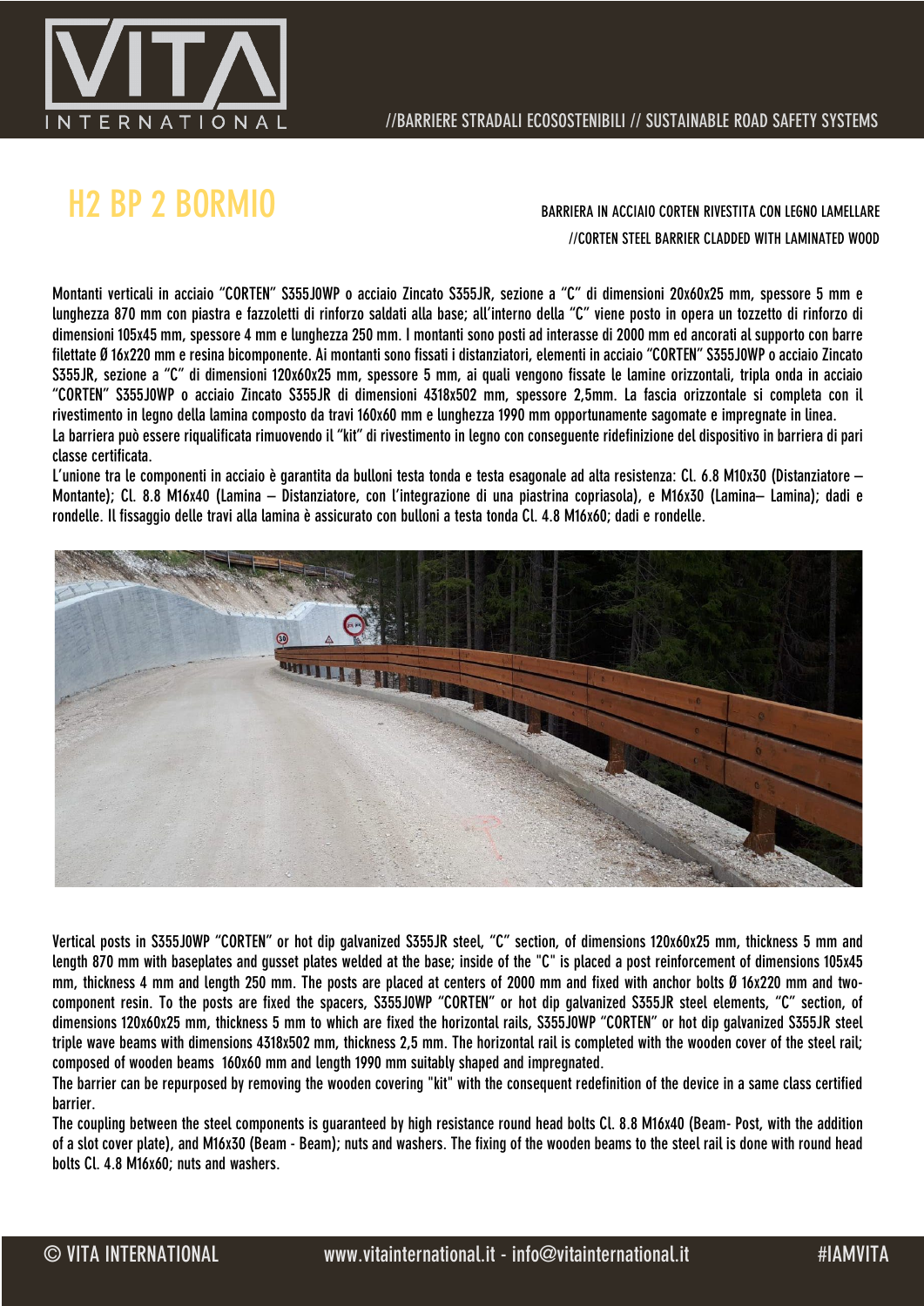# H2 BP 2 BORMIO

BARRIERA IN ACCIAIO CORTEN RIVESTITA CON LEGNO LAMELLARE

//CORTEN STEEL BARRIER CLADDED WITH LAMINATED WOOD

Montanti verticali in acciaio "CORTEN" S355J0WP o acciaio Zincato S355JR, sezione a "C" di dimensioni 20x60x25 mm, spessore 5 mm e lunghezza 870 mm con piastra e fazzoletti di rinforzo saldati alla base; all'interno della "C" viene posto in opera un tozzetto di rinforzo di dimensioni 105x45 mm, spessore 4 mm e lunghezza 250 mm. I montanti sono posti ad interasse di 2000 mm ed ancorati al supporto con barre filettate Ø 16x220 mm e resina bicomponente. Ai montanti sono fissati i distanziatori, elementi in acciaio "CORTEN" S355J0WP o acciaio Zincato S355JR, sezione a "C" di dimensioni 120x60x25 mm, spessore 5 mm, ai quali vengono fissate le lamine orizzontali, tripla onda in acciaio "CORTEN" S355J0WP o acciaio Zincato S355JR di dimensioni 4318x502 mm, spessore 2,5mm. La fascia orizzontale si completa con il rivestimento in legno della lamina composto da travi 160x60 mm e lunghezza 1990 mm opportunamente sagomate e impregnate in linea.
La barriera può essere riqualificata rimuovendo il "kit" di rivestimento in legno con conseguente ridefinizione del dispositivo in barriera di pari classe certificata.
L'unione tra le componenti in acciaio è garantita da bulloni testa tonda e testa esagonale ad alta resistenza: Cl. 6.8 M10x30 (Distanziatore – Montante); Cl. 8.8 M16x40 (Lamina – Distanziatore, con l'integrazione di una piastrina copriasola), e M16x30 (Lamina– Lamina); dadi e rondelle. Il fissaggio delle travi alla lamina è assicurato con bulloni a testa tonda Cl. 4.8 M16x60; dadi e rondelle.

Vertical posts in S355J0WP "CORTEN" or hot dip galvanized S355JR steel, "C" section, of dimensions 120x60x25 mm, thickness 5 mm and length 870 mm with baseplates and gusset plates welded at the base; inside of the "C" is placed a post reinforcement of dimensions 105x45 mm, thickness 4 mm and length 250 mm. The posts are placed at centers of 2000 mm and fixed with anchor bolts Ø 16x220 mm and two-component resin. To the posts are fixed the spacers, S355J0WP "CORTEN" or hot dip galvanized S355JR steel elements, "C" section, of dimensions 120x60x25 mm, thickness 5 mm to which are fixed the horizontal rails, S355J0WP "CORTEN" or hot dip galvanized S355JR steel triple wave beams with dimensions 4318x502 mm, thickness 2,5 mm. The horizontal rail is completed with the wooden cover of the steel rail; composed of wooden beams 160x60 mm and length 1990 mm suitably shaped and impregnated.
The barrier can be repurposed by removing the wooden covering "kit" with the consequent redefinition of the device in a same class certified barrier.
The coupling between the steel components is guaranteed by high resistance round head bolts Cl. 8.8 M16x40 (Beam- Post, with the addition of a slot cover plate), and M16x30 (Beam - Beam); nuts and washers. The fixing of the wooden beams to the steel rail is done with round head bolts Cl. 4.8 M16x60; nuts and washers.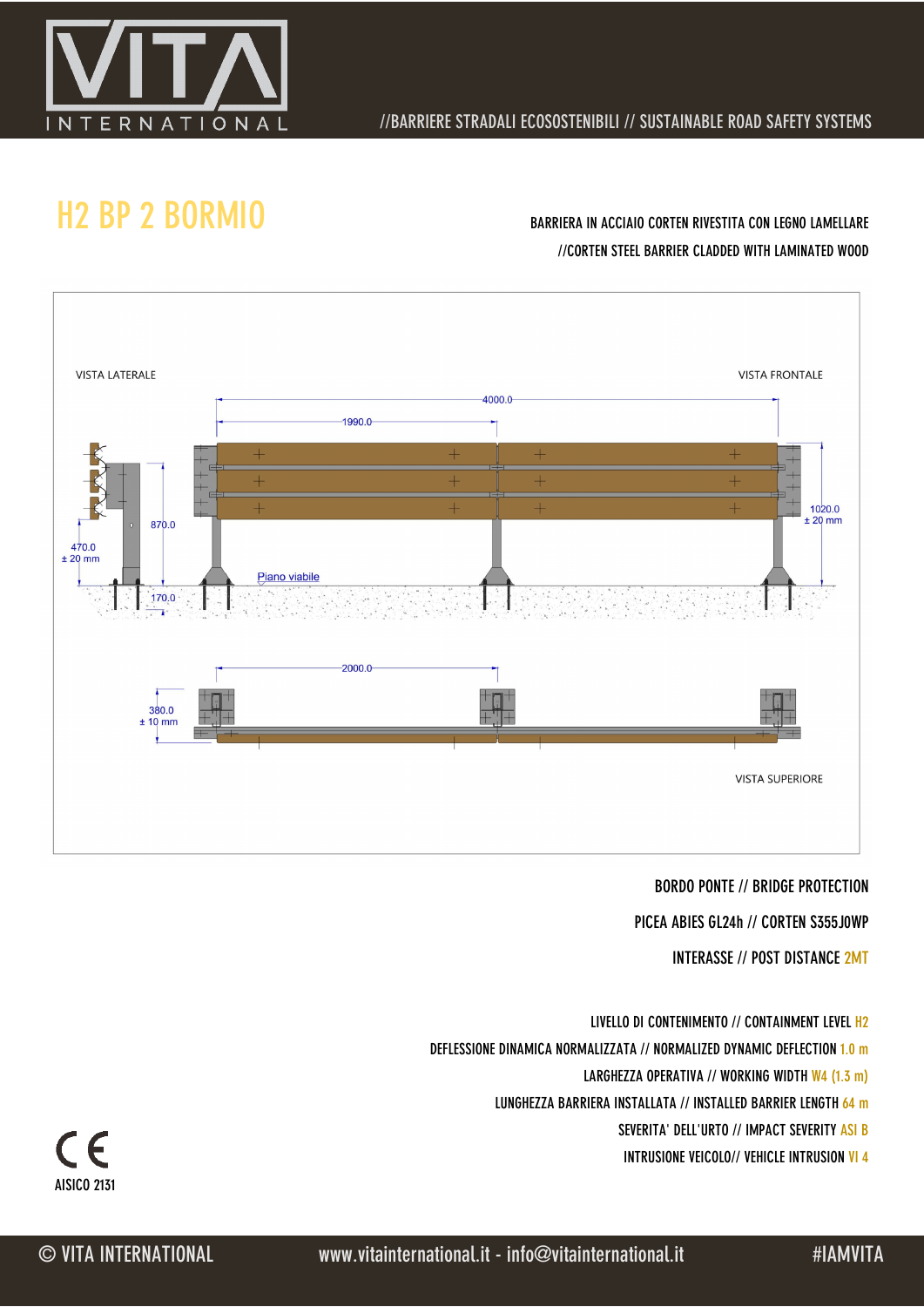# H2 BP 2 BORMIO

BARRIERA IN ACCIAIO CORTEN RIVESTITA CON LEGNO LAMELLARE

//CORTEN STEEL BARRIER CLADDED WITH LAMINATED WOOD

VISTA LATERALE

VISTA FRONTALE

4000.0

1990.0

870.0

470.0
± 20 mm

1020.0
± 20 mm

Piano viabile

170.0

2000.0

380.0
± 10 mm

VISTA SUPERIORE

BORDO PONTE // BRIDGE PROTECTION

PICEA ABIES GL24h // CORTEN S355J0WP

INTERASSE // POST DISTANCE 2MT

LIVELLO DI CONTENIMENTO // CONTAINMENT LEVEL H2

DEFLESSIONE DINAMICA NORMALIZZATA // NORMALIZED DYNAMIC DEFLECTION 1.0 m

LARGHEZZA OPERATIVA // WORKING WIDTH W4 (1.3 m)

LUNGHEZZA BARRIERA INSTALLATA // INSTALLED BARRIER LENGTH 64 m

SEVERITA' DELL'URTO // IMPACT SEVERITY ASI B

INTRUSIONE VEICOLO// VEHICLE INTRUSION VI 4

CE

AISICO 2131